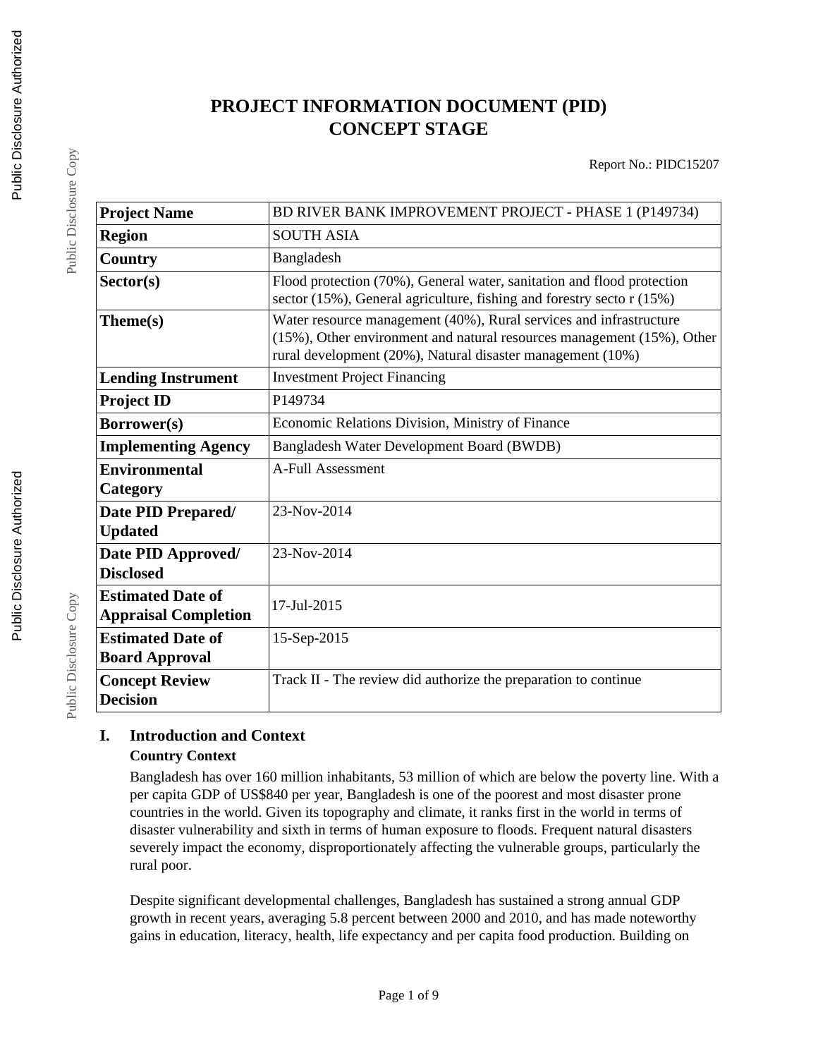# PROJECT INFORMATION DOCUMENT (PID)
# CONCEPT STAGE

Report No.: PIDC15207

| | |
|---|---|
| **Project Name** | BD RIVER BANK IMPROVEMENT PROJECT - PHASE 1 (P149734) |
| **Region** | SOUTH ASIA |
| **Country** | Bangladesh |
| **Sector(s)** | Flood protection (70%), General water, sanitation and flood protection sector (15%), General agriculture, fishing and forestry secto r (15%) |
| **Theme(s)** | Water resource management (40%), Rural services and infrastructure (15%), Other environment and natural resources management (15%), Other rural development (20%), Natural disaster management (10%) |
| **Lending Instrument** | Investment Project Financing |
| **Project ID** | P149734 |
| **Borrower(s)** | Economic Relations Division, Ministry of Finance |
| **Implementing Agency** | Bangladesh Water Development Board (BWDB) |
| **Environmental Category** | A-Full Assessment |
| **Date PID Prepared/ Updated** | 23-Nov-2014 |
| **Date PID Approved/ Disclosed** | 23-Nov-2014 |
| **Estimated Date of Appraisal Completion** | 17-Jul-2015 |
| **Estimated Date of Board Approval** | 15-Sep-2015 |
| **Concept Review Decision** | Track II - The review did authorize the preparation to continue |

## I. Introduction and Context

### Country Context

Bangladesh has over 160 million inhabitants, 53 million of which are below the poverty line. With a per capita GDP of US$840 per year, Bangladesh is one of the poorest and most disaster prone countries in the world. Given its topography and climate, it ranks first in the world in terms of disaster vulnerability and sixth in terms of human exposure to floods. Frequent natural disasters severely impact the economy, disproportionately affecting the vulnerable groups, particularly the rural poor.

Despite significant developmental challenges, Bangladesh has sustained a strong annual GDP growth in recent years, averaging 5.8 percent between 2000 and 2010, and has made noteworthy gains in education, literacy, health, life expectancy and per capita food production. Building on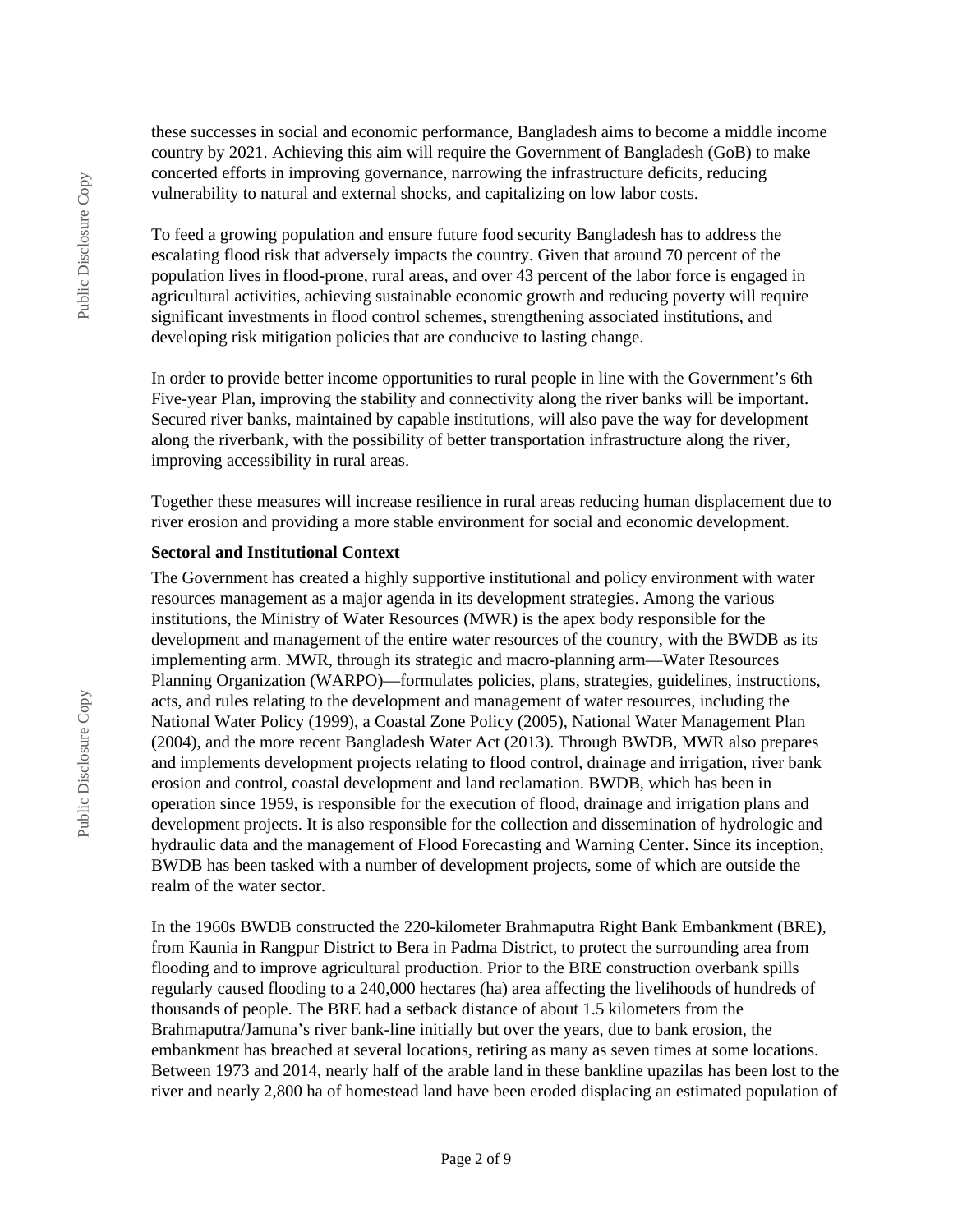these successes in social and economic performance, Bangladesh aims to become a middle income country by 2021. Achieving this aim will require the Government of Bangladesh (GoB) to make concerted efforts in improving governance, narrowing the infrastructure deficits, reducing vulnerability to natural and external shocks, and capitalizing on low labor costs.

To feed a growing population and ensure future food security Bangladesh has to address the escalating flood risk that adversely impacts the country. Given that around 70 percent of the population lives in flood-prone, rural areas, and over 43 percent of the labor force is engaged in agricultural activities, achieving sustainable economic growth and reducing poverty will require significant investments in flood control schemes, strengthening associated institutions, and developing risk mitigation policies that are conducive to lasting change.

In order to provide better income opportunities to rural people in line with the Government's 6th Five-year Plan, improving the stability and connectivity along the river banks will be important. Secured river banks, maintained by capable institutions, will also pave the way for development along the riverbank, with the possibility of better transportation infrastructure along the river, improving accessibility in rural areas.

Together these measures will increase resilience in rural areas reducing human displacement due to river erosion and providing a more stable environment for social and economic development.

**Sectoral and Institutional Context**

The Government has created a highly supportive institutional and policy environment with water resources management as a major agenda in its development strategies. Among the various institutions, the Ministry of Water Resources (MWR) is the apex body responsible for the development and management of the entire water resources of the country, with the BWDB as its implementing arm. MWR, through its strategic and macro-planning arm—Water Resources Planning Organization (WARPO)—formulates policies, plans, strategies, guidelines, instructions, acts, and rules relating to the development and management of water resources, including the National Water Policy (1999), a Coastal Zone Policy (2005), National Water Management Plan (2004), and the more recent Bangladesh Water Act (2013). Through BWDB, MWR also prepares and implements development projects relating to flood control, drainage and irrigation, river bank erosion and control, coastal development and land reclamation. BWDB, which has been in operation since 1959, is responsible for the execution of flood, drainage and irrigation plans and development projects. It is also responsible for the collection and dissemination of hydrologic and hydraulic data and the management of Flood Forecasting and Warning Center. Since its inception, BWDB has been tasked with a number of development projects, some of which are outside the realm of the water sector.

In the 1960s BWDB constructed the 220-kilometer Brahmaputra Right Bank Embankment (BRE), from Kaunia in Rangpur District to Bera in Padma District, to protect the surrounding area from flooding and to improve agricultural production. Prior to the BRE construction overbank spills regularly caused flooding to a 240,000 hectares (ha) area affecting the livelihoods of hundreds of thousands of people. The BRE had a setback distance of about 1.5 kilometers from the Brahmaputra/Jamuna's river bank-line initially but over the years, due to bank erosion, the embankment has breached at several locations, retiring as many as seven times at some locations. Between 1973 and 2014, nearly half of the arable land in these bankline upazilas has been lost to the river and nearly 2,800 ha of homestead land have been eroded displacing an estimated population of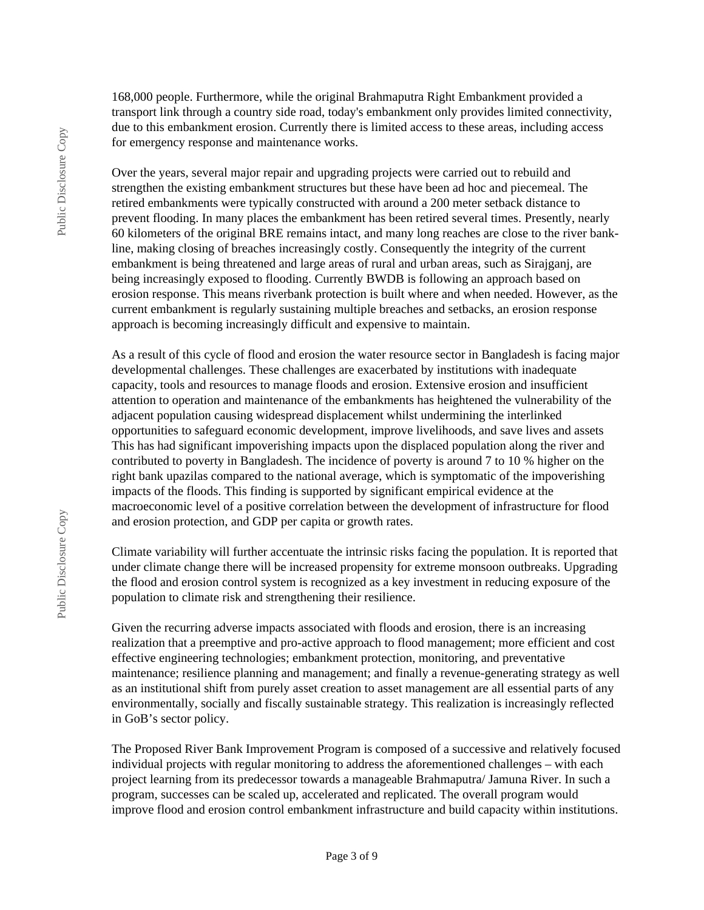168,000 people. Furthermore, while the original Brahmaputra Right Embankment provided a transport link through a country side road, today's embankment only provides limited connectivity, due to this embankment erosion. Currently there is limited access to these areas, including access for emergency response and maintenance works.

Over the years, several major repair and upgrading projects were carried out to rebuild and strengthen the existing embankment structures but these have been ad hoc and piecemeal. The retired embankments were typically constructed with around a 200 meter setback distance to prevent flooding. In many places the embankment has been retired several times. Presently, nearly 60 kilometers of the original BRE remains intact, and many long reaches are close to the river bank-line, making closing of breaches increasingly costly. Consequently the integrity of the current embankment is being threatened and large areas of rural and urban areas, such as Sirajganj, are being increasingly exposed to flooding. Currently BWDB is following an approach based on erosion response. This means riverbank protection is built where and when needed. However, as the current embankment is regularly sustaining multiple breaches and setbacks, an erosion response approach is becoming increasingly difficult and expensive to maintain.

As a result of this cycle of flood and erosion the water resource sector in Bangladesh is facing major developmental challenges. These challenges are exacerbated by institutions with inadequate capacity, tools and resources to manage floods and erosion. Extensive erosion and insufficient attention to operation and maintenance of the embankments has heightened the vulnerability of the adjacent population causing widespread displacement whilst undermining the interlinked opportunities to safeguard economic development, improve livelihoods, and save lives and assets This has had significant impoverishing impacts upon the displaced population along the river and contributed to poverty in Bangladesh. The incidence of poverty is around 7 to 10 % higher on the right bank upazilas compared to the national average, which is symptomatic of the impoverishing impacts of the floods. This finding is supported by significant empirical evidence at the macroeconomic level of a positive correlation between the development of infrastructure for flood and erosion protection, and GDP per capita or growth rates.

Climate variability will further accentuate the intrinsic risks facing the population. It is reported that under climate change there will be increased propensity for extreme monsoon outbreaks. Upgrading the flood and erosion control system is recognized as a key investment in reducing exposure of the population to climate risk and strengthening their resilience.

Given the recurring adverse impacts associated with floods and erosion, there is an increasing realization that a preemptive and pro-active approach to flood management; more efficient and cost effective engineering technologies; embankment protection, monitoring, and preventative maintenance; resilience planning and management; and finally a revenue-generating strategy as well as an institutional shift from purely asset creation to asset management are all essential parts of any environmentally, socially and fiscally sustainable strategy. This realization is increasingly reflected in GoB's sector policy.

The Proposed River Bank Improvement Program is composed of a successive and relatively focused individual projects with regular monitoring to address the aforementioned challenges – with each project learning from its predecessor towards a manageable Brahmaputra/ Jamuna River. In such a program, successes can be scaled up, accelerated and replicated. The overall program would improve flood and erosion control embankment infrastructure and build capacity within institutions.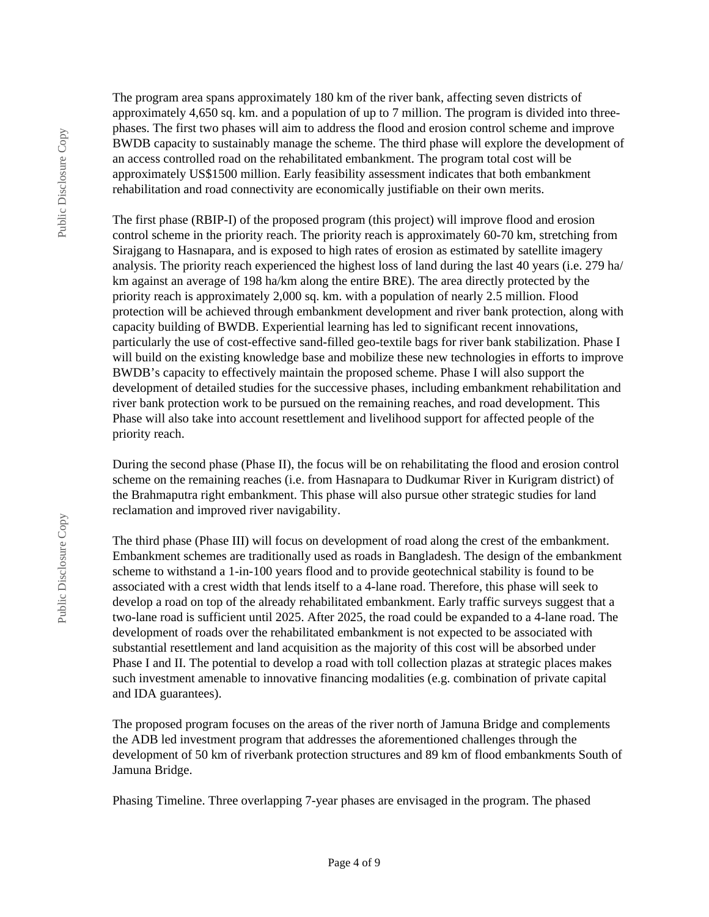The program area spans approximately 180 km of the river bank, affecting seven districts of approximately 4,650 sq. km. and a population of up to 7 million. The program is divided into three-phases. The first two phases will aim to address the flood and erosion control scheme and improve BWDB capacity to sustainably manage the scheme. The third phase will explore the development of an access controlled road on the rehabilitated embankment. The program total cost will be approximately US$1500 million. Early feasibility assessment indicates that both embankment rehabilitation and road connectivity are economically justifiable on their own merits.

The first phase (RBIP-I) of the proposed program (this project) will improve flood and erosion control scheme in the priority reach. The priority reach is approximately 60-70 km, stretching from Sirajgang to Hasnapara, and is exposed to high rates of erosion as estimated by satellite imagery analysis. The priority reach experienced the highest loss of land during the last 40 years (i.e. 279 ha/km against an average of 198 ha/km along the entire BRE). The area directly protected by the priority reach is approximately 2,000 sq. km. with a population of nearly 2.5 million. Flood protection will be achieved through embankment development and river bank protection, along with capacity building of BWDB. Experiential learning has led to significant recent innovations, particularly the use of cost-effective sand-filled geo-textile bags for river bank stabilization. Phase I will build on the existing knowledge base and mobilize these new technologies in efforts to improve BWDB's capacity to effectively maintain the proposed scheme. Phase I will also support the development of detailed studies for the successive phases, including embankment rehabilitation and river bank protection work to be pursued on the remaining reaches, and road development. This Phase will also take into account resettlement and livelihood support for affected people of the priority reach.

During the second phase (Phase II), the focus will be on rehabilitating the flood and erosion control scheme on the remaining reaches (i.e. from Hasnapara to Dudkumar River in Kurigram district) of the Brahmaputra right embankment. This phase will also pursue other strategic studies for land reclamation and improved river navigability.

The third phase (Phase III) will focus on development of road along the crest of the embankment. Embankment schemes are traditionally used as roads in Bangladesh. The design of the embankment scheme to withstand a 1-in-100 years flood and to provide geotechnical stability is found to be associated with a crest width that lends itself to a 4-lane road. Therefore, this phase will seek to develop a road on top of the already rehabilitated embankment. Early traffic surveys suggest that a two-lane road is sufficient until 2025. After 2025, the road could be expanded to a 4-lane road. The development of roads over the rehabilitated embankment is not expected to be associated with substantial resettlement and land acquisition as the majority of this cost will be absorbed under Phase I and II. The potential to develop a road with toll collection plazas at strategic places makes such investment amenable to innovative financing modalities (e.g. combination of private capital and IDA guarantees).

The proposed program focuses on the areas of the river north of Jamuna Bridge and complements the ADB led investment program that addresses the aforementioned challenges through the development of 50 km of riverbank protection structures and 89 km of flood embankments South of Jamuna Bridge.

Phasing Timeline. Three overlapping 7-year phases are envisaged in the program. The phased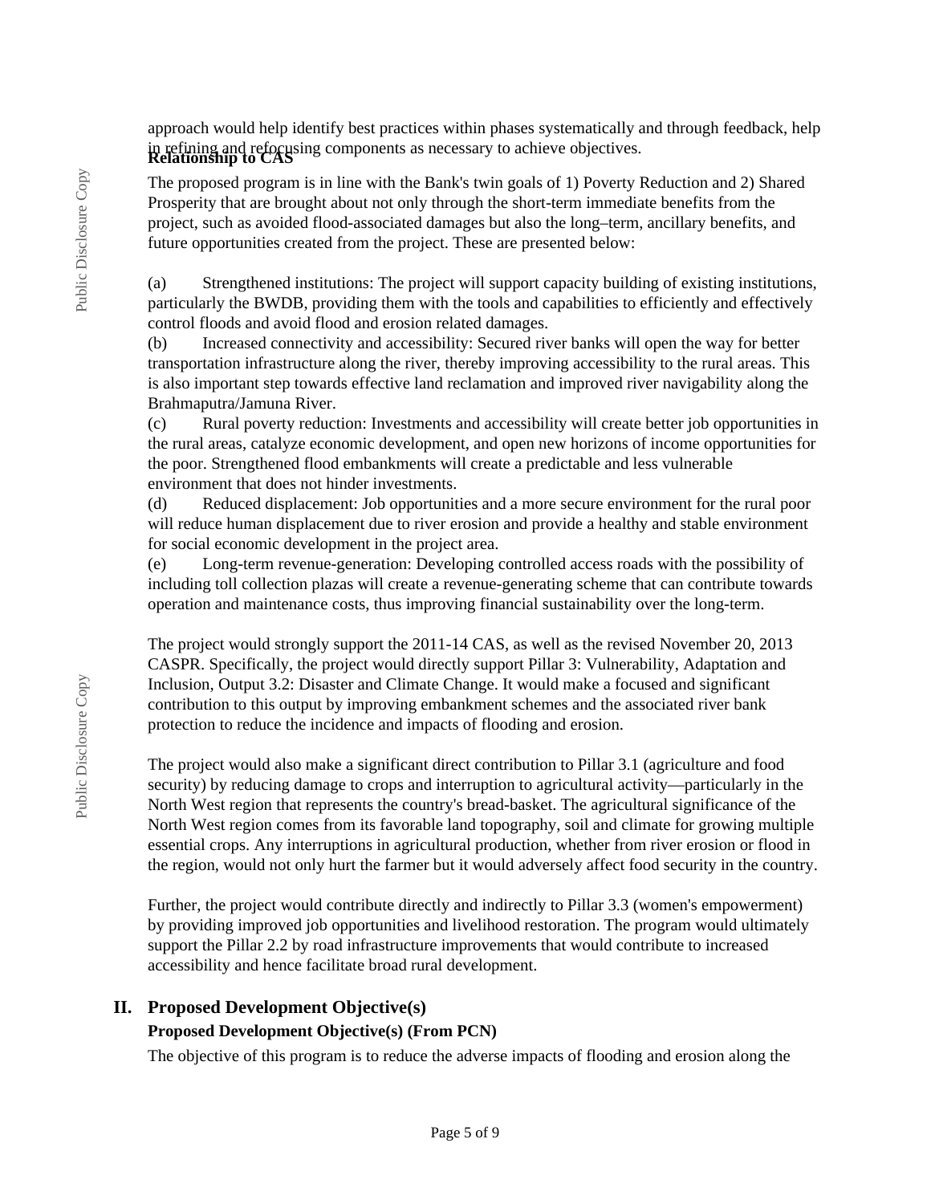approach would help identify best practices within phases systematically and through feedback, help in refining and refocusing components as necessary to achieve objectives.

**Relationship to CAS**

The proposed program is in line with the Bank's twin goals of 1) Poverty Reduction and 2) Shared Prosperity that are brought about not only through the short-term immediate benefits from the project, such as avoided flood-associated damages but also the long–term, ancillary benefits, and future opportunities created from the project. These are presented below:

(a) Strengthened institutions: The project will support capacity building of existing institutions, particularly the BWDB, providing them with the tools and capabilities to efficiently and effectively control floods and avoid flood and erosion related damages.
(b) Increased connectivity and accessibility: Secured river banks will open the way for better transportation infrastructure along the river, thereby improving accessibility to the rural areas. This is also important step towards effective land reclamation and improved river navigability along the Brahmaputra/Jamuna River.
(c) Rural poverty reduction: Investments and accessibility will create better job opportunities in the rural areas, catalyze economic development, and open new horizons of income opportunities for the poor. Strengthened flood embankments will create a predictable and less vulnerable environment that does not hinder investments.
(d) Reduced displacement: Job opportunities and a more secure environment for the rural poor will reduce human displacement due to river erosion and provide a healthy and stable environment for social economic development in the project area.
(e) Long-term revenue-generation: Developing controlled access roads with the possibility of including toll collection plazas will create a revenue-generating scheme that can contribute towards operation and maintenance costs, thus improving financial sustainability over the long-term.

The project would strongly support the 2011-14 CAS, as well as the revised November 20, 2013 CASPR. Specifically, the project would directly support Pillar 3: Vulnerability, Adaptation and Inclusion, Output 3.2: Disaster and Climate Change. It would make a focused and significant contribution to this output by improving embankment schemes and the associated river bank protection to reduce the incidence and impacts of flooding and erosion.

The project would also make a significant direct contribution to Pillar 3.1 (agriculture and food security) by reducing damage to crops and interruption to agricultural activity—particularly in the North West region that represents the country's bread-basket. The agricultural significance of the North West region comes from its favorable land topography, soil and climate for growing multiple essential crops. Any interruptions in agricultural production, whether from river erosion or flood in the region, would not only hurt the farmer but it would adversely affect food security in the country.

Further, the project would contribute directly and indirectly to Pillar 3.3 (women's empowerment) by providing improved job opportunities and livelihood restoration. The program would ultimately support the Pillar 2.2 by road infrastructure improvements that would contribute to increased accessibility and hence facilitate broad rural development.

## II. Proposed Development Objective(s)

### Proposed Development Objective(s) (From PCN)

The objective of this program is to reduce the adverse impacts of flooding and erosion along the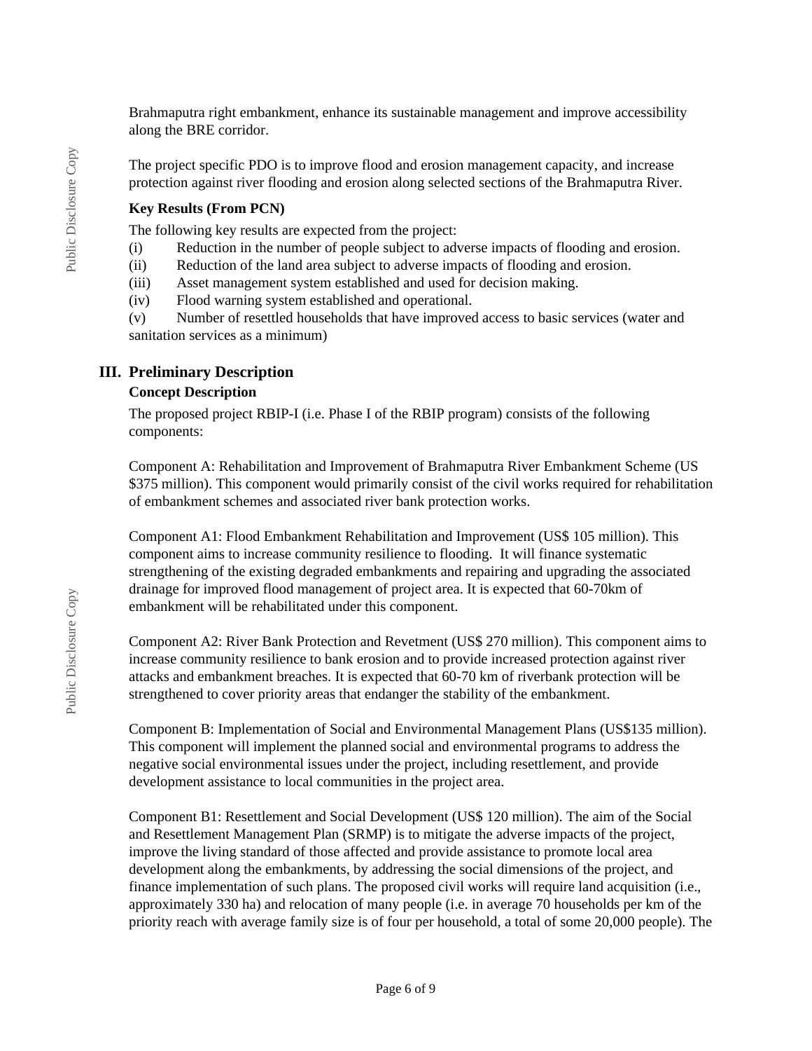Brahmaputra right embankment, enhance its sustainable management and improve accessibility along the BRE corridor.

The project specific PDO is to improve flood and erosion management capacity, and increase protection against river flooding and erosion along selected sections of the Brahmaputra River.

**Key Results (From PCN)**

The following key results are expected from the project:

(i) Reduction in the number of people subject to adverse impacts of flooding and erosion.
(ii) Reduction of the land area subject to adverse impacts of flooding and erosion.
(iii) Asset management system established and used for decision making.
(iv) Flood warning system established and operational.
(v) Number of resettled households that have improved access to basic services (water and sanitation services as a minimum)

## III. Preliminary Description

### Concept Description

The proposed project RBIP-I (i.e. Phase I of the RBIP program) consists of the following components:

Component A: Rehabilitation and Improvement of Brahmaputra River Embankment Scheme (US $375 million). This component would primarily consist of the civil works required for rehabilitation of embankment schemes and associated river bank protection works.

Component A1: Flood Embankment Rehabilitation and Improvement (US$ 105 million). This component aims to increase community resilience to flooding. It will finance systematic strengthening of the existing degraded embankments and repairing and upgrading the associated drainage for improved flood management of project area. It is expected that 60-70km of embankment will be rehabilitated under this component.

Component A2: River Bank Protection and Revetment (US$ 270 million). This component aims to increase community resilience to bank erosion and to provide increased protection against river attacks and embankment breaches. It is expected that 60-70 km of riverbank protection will be strengthened to cover priority areas that endanger the stability of the embankment.

Component B: Implementation of Social and Environmental Management Plans (US$135 million). This component will implement the planned social and environmental programs to address the negative social environmental issues under the project, including resettlement, and provide development assistance to local communities in the project area.

Component B1: Resettlement and Social Development (US$ 120 million). The aim of the Social and Resettlement Management Plan (SRMP) is to mitigate the adverse impacts of the project, improve the living standard of those affected and provide assistance to promote local area development along the embankments, by addressing the social dimensions of the project, and finance implementation of such plans. The proposed civil works will require land acquisition (i.e., approximately 330 ha) and relocation of many people (i.e. in average 70 households per km of the priority reach with average family size is of four per household, a total of some 20,000 people). The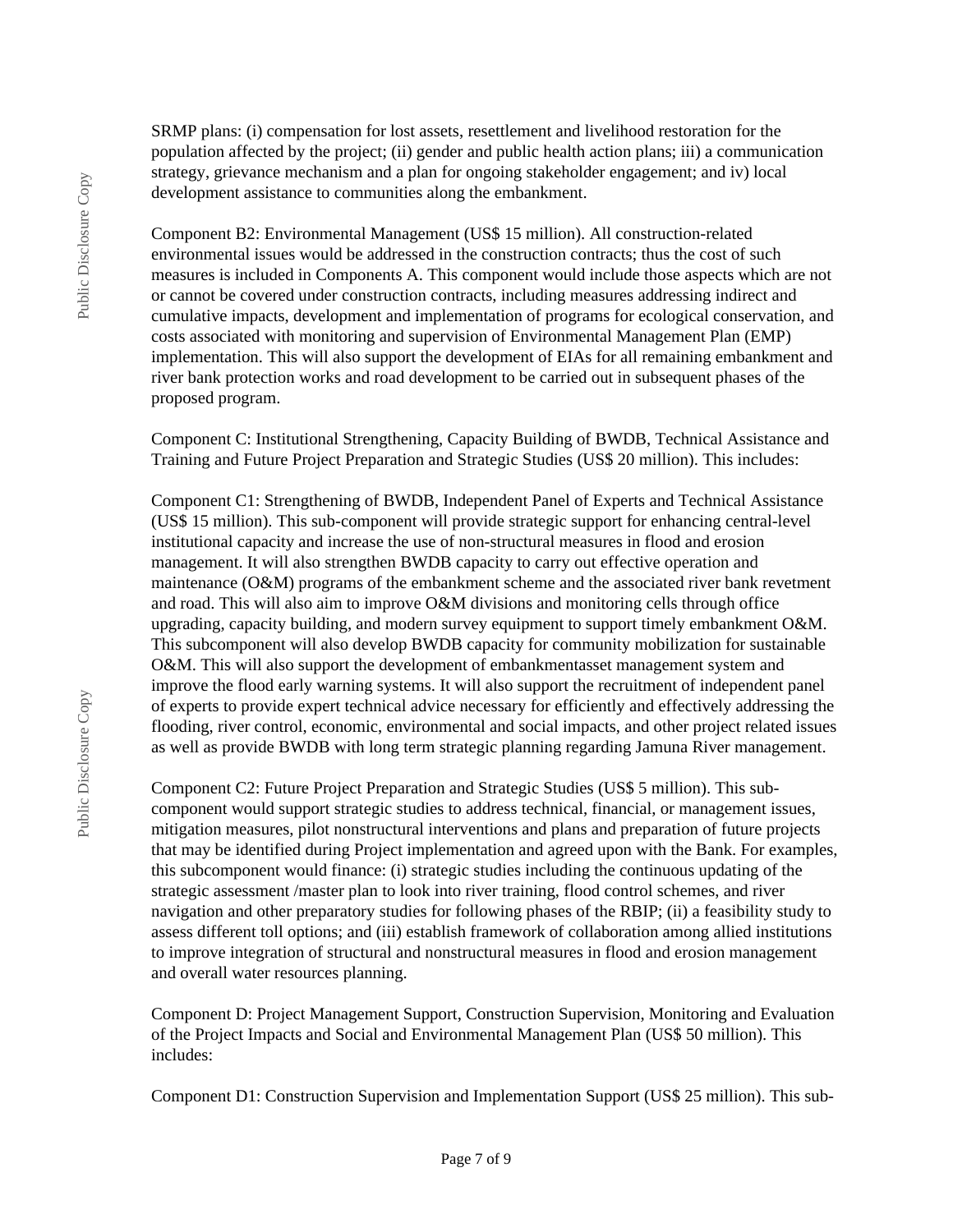SRMP plans: (i) compensation for lost assets, resettlement and livelihood restoration for the population affected by the project; (ii) gender and public health action plans; iii) a communication strategy, grievance mechanism and a plan for ongoing stakeholder engagement; and iv) local development assistance to communities along the embankment.

Component B2: Environmental Management (US$ 15 million). All construction-related environmental issues would be addressed in the construction contracts; thus the cost of such measures is included in Components A. This component would include those aspects which are not or cannot be covered under construction contracts, including measures addressing indirect and cumulative impacts, development and implementation of programs for ecological conservation, and costs associated with monitoring and supervision of Environmental Management Plan (EMP) implementation. This will also support the development of EIAs for all remaining embankment and river bank protection works and road development to be carried out in subsequent phases of the proposed program.

Component C: Institutional Strengthening, Capacity Building of BWDB, Technical Assistance and Training and Future Project Preparation and Strategic Studies (US$ 20 million). This includes:

Component C1: Strengthening of BWDB, Independent Panel of Experts and Technical Assistance (US$ 15 million). This sub-component will provide strategic support for enhancing central-level institutional capacity and increase the use of non-structural measures in flood and erosion management. It will also strengthen BWDB capacity to carry out effective operation and maintenance (O&M) programs of the embankment scheme and the associated river bank revetment and road. This will also aim to improve O&M divisions and monitoring cells through office upgrading, capacity building, and modern survey equipment to support timely embankment O&M. This subcomponent will also develop BWDB capacity for community mobilization for sustainable O&M. This will also support the development of embankmentasset management system and improve the flood early warning systems. It will also support the recruitment of independent panel of experts to provide expert technical advice necessary for efficiently and effectively addressing the flooding, river control, economic, environmental and social impacts, and other project related issues as well as provide BWDB with long term strategic planning regarding Jamuna River management.

Component C2: Future Project Preparation and Strategic Studies (US$ 5 million). This sub-component would support strategic studies to address technical, financial, or management issues, mitigation measures, pilot nonstructural interventions and plans and preparation of future projects that may be identified during Project implementation and agreed upon with the Bank. For examples, this subcomponent would finance: (i) strategic studies including the continuous updating of the strategic assessment /master plan to look into river training, flood control schemes, and river navigation and other preparatory studies for following phases of the RBIP; (ii) a feasibility study to assess different toll options; and (iii) establish framework of collaboration among allied institutions to improve integration of structural and nonstructural measures in flood and erosion management and overall water resources planning.

Component D: Project Management Support, Construction Supervision, Monitoring and Evaluation of the Project Impacts and Social and Environmental Management Plan (US$ 50 million). This includes:

Component D1: Construction Supervision and Implementation Support (US$ 25 million). This sub-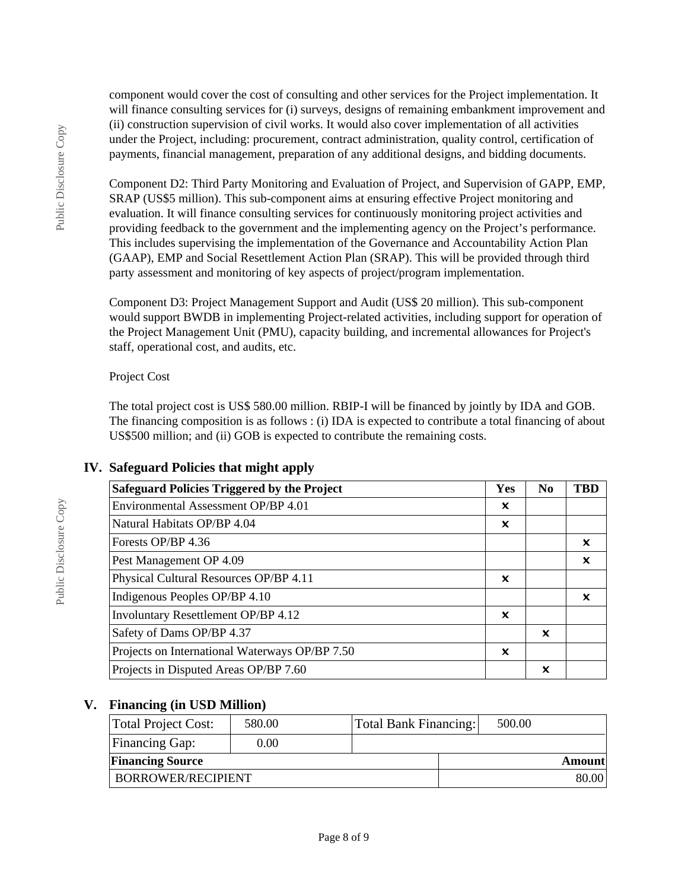component would cover the cost of consulting and other services for the Project implementation. It will finance consulting services for (i) surveys, designs of remaining embankment improvement and (ii) construction supervision of civil works. It would also cover implementation of all activities under the Project, including: procurement, contract administration, quality control, certification of payments, financial management, preparation of any additional designs, and bidding documents.

Component D2: Third Party Monitoring and Evaluation of Project, and Supervision of GAPP, EMP, SRAP (US$5 million). This sub-component aims at ensuring effective Project monitoring and evaluation. It will finance consulting services for continuously monitoring project activities and providing feedback to the government and the implementing agency on the Project's performance. This includes supervising the implementation of the Governance and Accountability Action Plan (GAAP), EMP and Social Resettlement Action Plan (SRAP). This will be provided through third party assessment and monitoring of key aspects of project/program implementation.

Component D3: Project Management Support and Audit (US$ 20 million). This sub-component would support BWDB in implementing Project-related activities, including support for operation of the Project Management Unit (PMU), capacity building, and incremental allowances for Project's staff, operational cost, and audits, etc.

Project Cost

The total project cost is US$ 580.00 million. RBIP-I will be financed by jointly by IDA and GOB. The financing composition is as follows : (i) IDA is expected to contribute a total financing of about US$500 million; and (ii) GOB is expected to contribute the remaining costs.

## IV. Safeguard Policies that might apply

| Safeguard Policies Triggered by the Project | Yes | No | TBD |
|---|---|---|---|
| Environmental Assessment OP/BP 4.01 | x | | |
| Natural Habitats OP/BP 4.04 | x | | |
| Forests OP/BP 4.36 | | | x |
| Pest Management OP 4.09 | | | x |
| Physical Cultural Resources OP/BP 4.11 | x | | |
| Indigenous Peoples OP/BP 4.10 | | | x |
| Involuntary Resettlement OP/BP 4.12 | x | | |
| Safety of Dams OP/BP 4.37 | | x | |
| Projects on International Waterways OP/BP 7.50 | x | | |
| Projects in Disputed Areas OP/BP 7.60 | | x | |

## V. Financing (in USD Million)

| Total Project Cost: | 580.00 | Total Bank Financing: | 500.00 |
|---|---|---|---|
| Financing Gap: | 0.00 | | |

| Financing Source | Amount |
|---|---|
| BORROWER/RECIPIENT | 80.00 |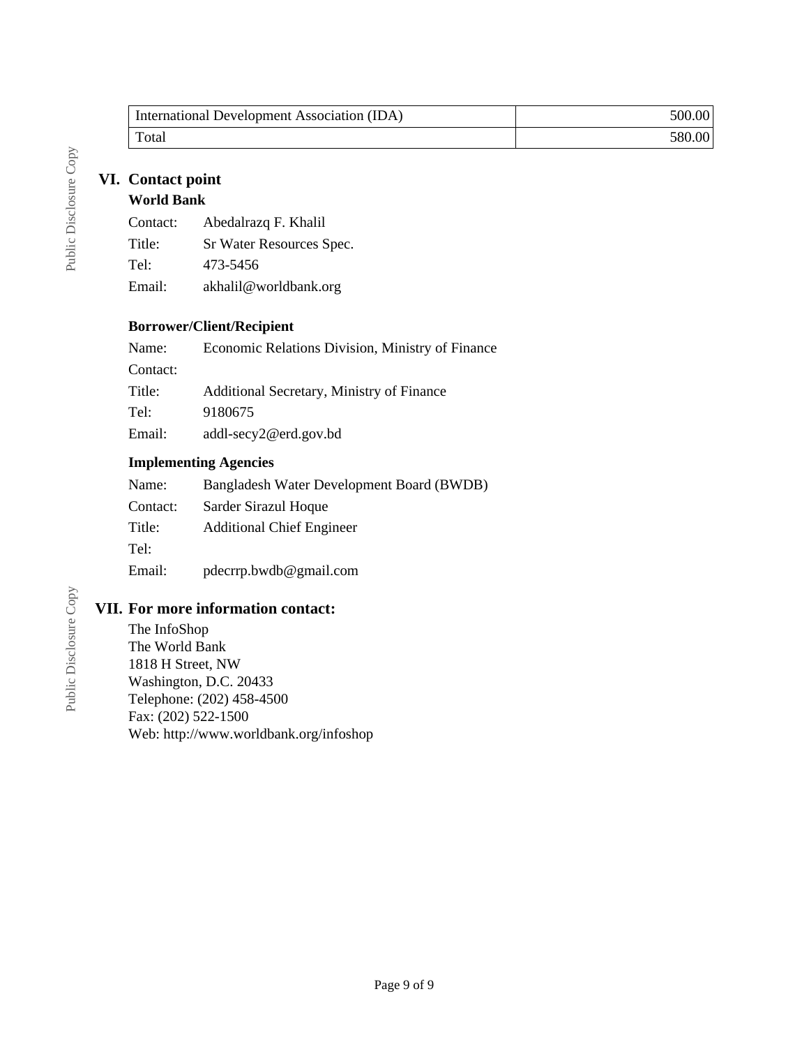| | |
|---|---|
| International Development Association (IDA) | 500.00 |
| Total | 580.00 |

## VI. Contact point

**World Bank**

Contact: Abedalrazq F. Khalil
Title: Sr Water Resources Spec.
Tel: 473-5456
Email: akhalil@worldbank.org

**Borrower/Client/Recipient**

Name: Economic Relations Division, Ministry of Finance
Contact:
Title: Additional Secretary, Ministry of Finance
Tel: 9180675
Email: addl-secy2@erd.gov.bd

**Implementing Agencies**

Name: Bangladesh Water Development Board (BWDB)
Contact: Sarder Sirazul Hoque
Title: Additional Chief Engineer
Tel:
Email: pdecrrp.bwdb@gmail.com

## VII. For more information contact:

The InfoShop
The World Bank
1818 H Street, NW
Washington, D.C. 20433
Telephone: (202) 458-4500
Fax: (202) 522-1500
Web: http://www.worldbank.org/infoshop